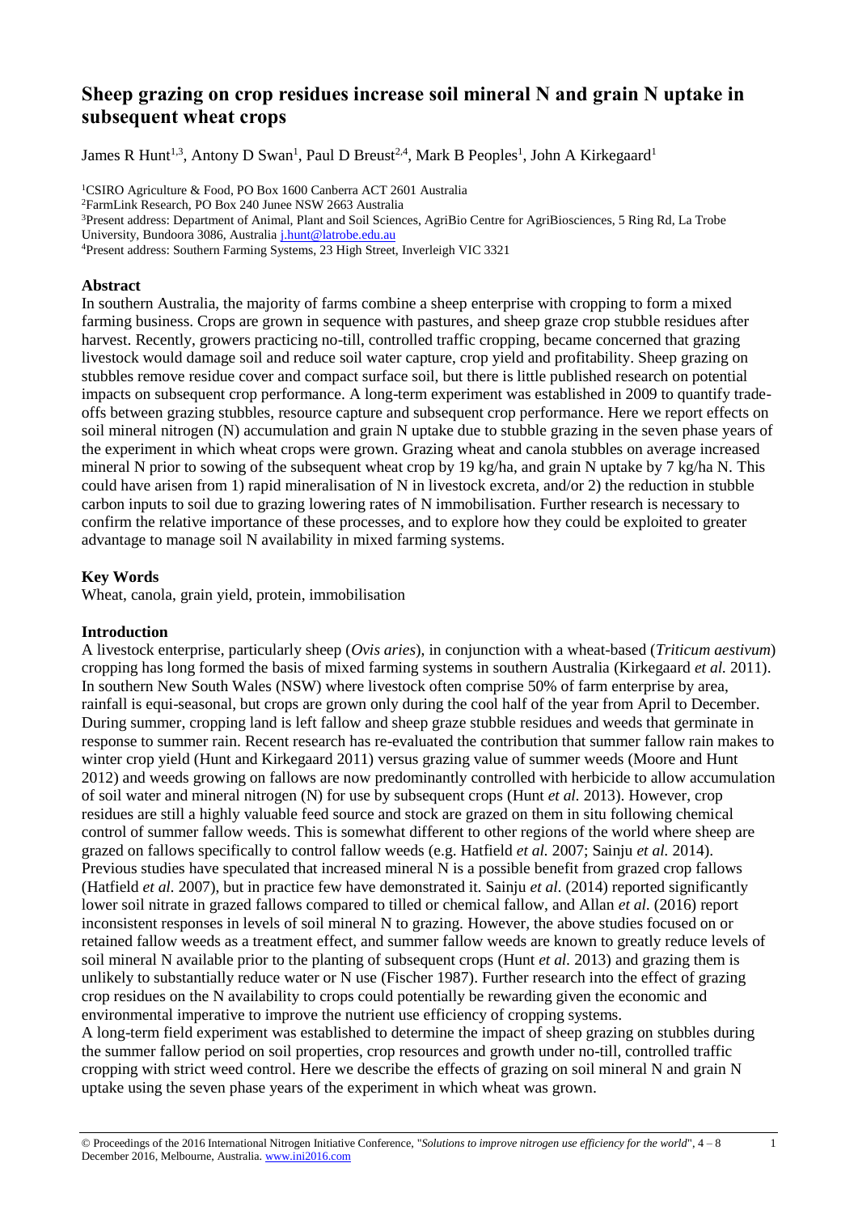# Sheep grazing on crop residues increase soil mineral N and grain N uptake in subsequent wheat crops

James R Hunt[1,3], Antony D Swan[1], Paul D Breust[2,4], Mark B Peoples[1], John A Kirkegaard[1]

[1]CSIRO Agriculture & Food, PO Box 1600 Canberra ACT 2601 Australia
[2]FarmLink Research, PO Box 240 Junee NSW 2663 Australia
[3]Present address: Department of Animal, Plant and Soil Sciences, AgriBio Centre for AgriBiosciences, 5 Ring Rd, La Trobe University, Bundoora 3086, Australia j.hunt@latrobe.edu.au
[4]Present address: Southern Farming Systems, 23 High Street, Inverleigh VIC 3321

## Abstract

In southern Australia, the majority of farms combine a sheep enterprise with cropping to form a mixed farming business. Crops are grown in sequence with pastures, and sheep graze crop stubble residues after harvest. Recently, growers practicing no-till, controlled traffic cropping, became concerned that grazing livestock would damage soil and reduce soil water capture, crop yield and profitability. Sheep grazing on stubbles remove residue cover and compact surface soil, but there is little published research on potential impacts on subsequent crop performance. A long-term experiment was established in 2009 to quantify trade-offs between grazing stubbles, resource capture and subsequent crop performance. Here we report effects on soil mineral nitrogen (N) accumulation and grain N uptake due to stubble grazing in the seven phase years of the experiment in which wheat crops were grown. Grazing wheat and canola stubbles on average increased mineral N prior to sowing of the subsequent wheat crop by 19 kg/ha, and grain N uptake by 7 kg/ha N. This could have arisen from 1) rapid mineralisation of N in livestock excreta, and/or 2) the reduction in stubble carbon inputs to soil due to grazing lowering rates of N immobilisation. Further research is necessary to confirm the relative importance of these processes, and to explore how they could be exploited to greater advantage to manage soil N availability in mixed farming systems.

## Key Words

Wheat, canola, grain yield, protein, immobilisation

## Introduction

A livestock enterprise, particularly sheep (*Ovis aries*), in conjunction with a wheat-based (*Triticum aestivum*) cropping has long formed the basis of mixed farming systems in southern Australia (Kirkegaard *et al.* 2011). In southern New South Wales (NSW) where livestock often comprise 50% of farm enterprise by area, rainfall is equi-seasonal, but crops are grown only during the cool half of the year from April to December. During summer, cropping land is left fallow and sheep graze stubble residues and weeds that germinate in response to summer rain. Recent research has re-evaluated the contribution that summer fallow rain makes to winter crop yield (Hunt and Kirkegaard 2011) versus grazing value of summer weeds (Moore and Hunt 2012) and weeds growing on fallows are now predominantly controlled with herbicide to allow accumulation of soil water and mineral nitrogen (N) for use by subsequent crops (Hunt *et al.* 2013). However, crop residues are still a highly valuable feed source and stock are grazed on them in situ following chemical control of summer fallow weeds. This is somewhat different to other regions of the world where sheep are grazed on fallows specifically to control fallow weeds (e.g. Hatfield *et al.* 2007; Sainju *et al.* 2014). Previous studies have speculated that increased mineral N is a possible benefit from grazed crop fallows (Hatfield *et al.* 2007), but in practice few have demonstrated it. Sainju *et al.* (2014) reported significantly lower soil nitrate in grazed fallows compared to tilled or chemical fallow, and Allan *et al.* (2016) report inconsistent responses in levels of soil mineral N to grazing. However, the above studies focused on or retained fallow weeds as a treatment effect, and summer fallow weeds are known to greatly reduce levels of soil mineral N available prior to the planting of subsequent crops (Hunt *et al.* 2013) and grazing them is unlikely to substantially reduce water or N use (Fischer 1987). Further research into the effect of grazing crop residues on the N availability to crops could potentially be rewarding given the economic and environmental imperative to improve the nutrient use efficiency of cropping systems.

A long-term field experiment was established to determine the impact of sheep grazing on stubbles during the summer fallow period on soil properties, crop resources and growth under no-till, controlled traffic cropping with strict weed control. Here we describe the effects of grazing on soil mineral N and grain N uptake using the seven phase years of the experiment in which wheat was grown.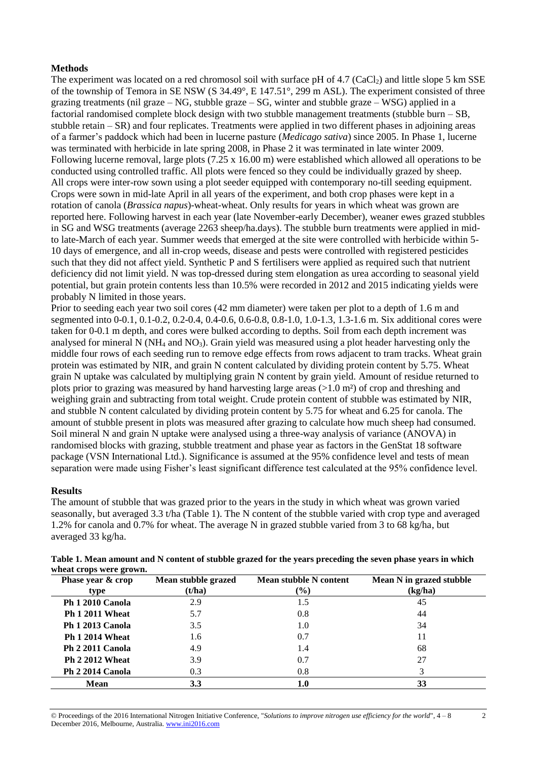## Methods

The experiment was located on a red chromosol soil with surface pH of 4.7 ($CaCl_2$) and little slope 5 km SSE of the township of Temora in SE NSW (S 34.49°, E 147.51°, 299 m ASL). The experiment consisted of three grazing treatments (nil graze – NG, stubble graze – SG, winter and stubble graze – WSG) applied in a factorial randomised complete block design with two stubble management treatments (stubble burn – SB, stubble retain – SR) and four replicates. Treatments were applied in two different phases in adjoining areas of a farmer's paddock which had been in lucerne pasture (*Medicago sativa*) since 2005. In Phase 1, lucerne was terminated with herbicide in late spring 2008, in Phase 2 it was terminated in late winter 2009. Following lucerne removal, large plots (7.25 x 16.00 m) were established which allowed all operations to be conducted using controlled traffic. All plots were fenced so they could be individually grazed by sheep. All crops were inter-row sown using a plot seeder equipped with contemporary no-till seeding equipment. Crops were sown in mid-late April in all years of the experiment, and both crop phases were kept in a rotation of canola (*Brassica napus*)-wheat-wheat. Only results for years in which wheat was grown are reported here. Following harvest in each year (late November-early December), weaner ewes grazed stubbles in SG and WSG treatments (average 2263 sheep/ha.days). The stubble burn treatments were applied in mid- to late-March of each year. Summer weeds that emerged at the site were controlled with herbicide within 5-10 days of emergence, and all in-crop weeds, disease and pests were controlled with registered pesticides such that they did not affect yield. Synthetic P and S fertilisers were applied as required such that nutrient deficiency did not limit yield. N was top-dressed during stem elongation as urea according to seasonal yield potential, but grain protein contents less than 10.5% were recorded in 2012 and 2015 indicating yields were probably N limited in those years.

Prior to seeding each year two soil cores (42 mm diameter) were taken per plot to a depth of 1.6 m and segmented into 0-0.1, 0.1-0.2, 0.2-0.4, 0.4-0.6, 0.6-0.8, 0.8-1.0, 1.0-1.3, 1.3-1.6 m. Six additional cores were taken for 0-0.1 m depth, and cores were bulked according to depths. Soil from each depth increment was analysed for mineral N ($NH_4$ and $NO_3$). Grain yield was measured using a plot header harvesting only the middle four rows of each seeding run to remove edge effects from rows adjacent to tram tracks. Wheat grain protein was estimated by NIR, and grain N content calculated by dividing protein content by 5.75. Wheat grain N uptake was calculated by multiplying grain N content by grain yield. Amount of residue returned to plots prior to grazing was measured by hand harvesting large areas (>1.0 m²) of crop and threshing and weighing grain and subtracting from total weight. Crude protein content of stubble was estimated by NIR, and stubble N content calculated by dividing protein content by 5.75 for wheat and 6.25 for canola. The amount of stubble present in plots was measured after grazing to calculate how much sheep had consumed. Soil mineral N and grain N uptake were analysed using a three-way analysis of variance (ANOVA) in randomised blocks with grazing, stubble treatment and phase year as factors in the GenStat 18 software package (VSN International Ltd.). Significance is assumed at the 95% confidence level and tests of mean separation were made using Fisher's least significant difference test calculated at the 95% confidence level.

## Results

The amount of stubble that was grazed prior to the years in the study in which wheat was grown varied seasonally, but averaged 3.3 t/ha (Table 1). The N content of the stubble varied with crop type and averaged 1.2% for canola and 0.7% for wheat. The average N in grazed stubble varied from 3 to 68 kg/ha, but averaged 33 kg/ha.

**Table 1. Mean amount and N content of stubble grazed for the years preceding the seven phase years in which wheat crops were grown.**

| Phase year & crop type | Mean stubble grazed (t/ha) | Mean stubble N content (%) | Mean N in grazed stubble (kg/ha) |
|---|---|---|---|
| **Ph 1 2010 Canola** | 2.9 | 1.5 | 45 |
| **Ph 1 2011 Wheat** | 5.7 | 0.8 | 44 |
| **Ph 1 2013 Canola** | 3.5 | 1.0 | 34 |
| **Ph 1 2014 Wheat** | 1.6 | 0.7 | 11 |
| **Ph 2 2011 Canola** | 4.9 | 1.4 | 68 |
| **Ph 2 2012 Wheat** | 3.9 | 0.7 | 27 |
| **Ph 2 2014 Canola** | 0.3 | 0.8 | 3 |
| **Mean** | **3.3** | **1.0** | **33** |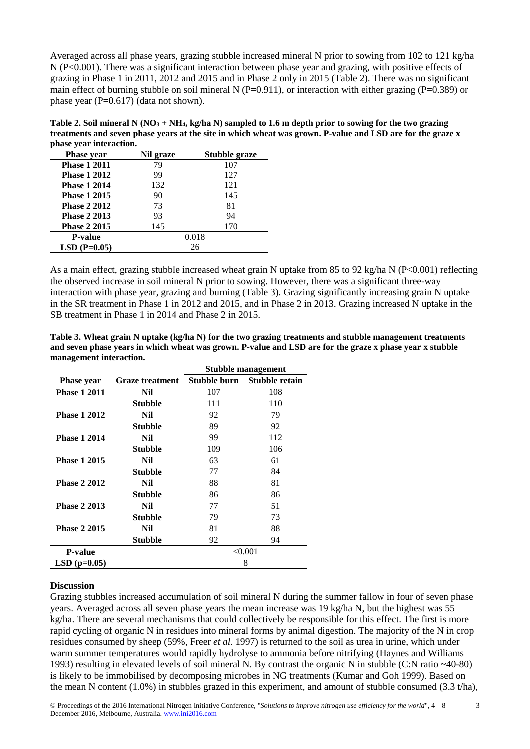Averaged across all phase years, grazing stubble increased mineral N prior to sowing from 102 to 121 kg/ha N ($P<0.001$). There was a significant interaction between phase year and grazing, with positive effects of grazing in Phase 1 in 2011, 2012 and 2015 and in Phase 2 only in 2015 (Table 2). There was no significant main effect of burning stubble on soil mineral N ($P=0.911$), or interaction with either grazing ($P=0.389$) or phase year ($P=0.617$) (data not shown).

**Table 2. Soil mineral N ($NO_3$ + $NH_4$, kg/ha N) sampled to 1.6 m depth prior to sowing for the two grazing treatments and seven phase years at the site in which wheat was grown. P-value and LSD are for the graze x phase year interaction.**

| Phase year | Nil graze | Stubble graze |
|---|---|---|
| **Phase 1 2011** | 79 | 107 |
| **Phase 1 2012** | 99 | 127 |
| **Phase 1 2014** | 132 | 121 |
| **Phase 1 2015** | 90 | 145 |
| **Phase 2 2012** | 73 | 81 |
| **Phase 2 2013** | 93 | 94 |
| **Phase 2 2015** | 145 | 170 |
| **P-value** | 0.018 | |
| **LSD (P=0.05)** | 26 | |

As a main effect, grazing stubble increased wheat grain N uptake from 85 to 92 kg/ha N ($P<0.001$) reflecting the observed increase in soil mineral N prior to sowing. However, there was a significant three-way interaction with phase year, grazing and burning (Table 3). Grazing significantly increasing grain N uptake in the SR treatment in Phase 1 in 2012 and 2015, and in Phase 2 in 2013. Grazing increased N uptake in the SB treatment in Phase 1 in 2014 and Phase 2 in 2015.

**Table 3. Wheat grain N uptake (kg/ha N) for the two grazing treatments and stubble management treatments and seven phase years in which wheat was grown. P-value and LSD are for the graze x phase year x stubble management interaction.**

| | | Stubble management | |
|---|---|---|---|
| **Phase year** | **Graze treatment** | **Stubble burn** | **Stubble retain** |
| **Phase 1 2011** | **Nil** | 107 | 108 |
| | **Stubble** | 111 | 110 |
| **Phase 1 2012** | **Nil** | 92 | 79 |
| | **Stubble** | 89 | 92 |
| **Phase 1 2014** | **Nil** | 99 | 112 |
| | **Stubble** | 109 | 106 |
| **Phase 1 2015** | **Nil** | 63 | 61 |
| | **Stubble** | 77 | 84 |
| **Phase 2 2012** | **Nil** | 88 | 81 |
| | **Stubble** | 86 | 86 |
| **Phase 2 2013** | **Nil** | 77 | 51 |
| | **Stubble** | 79 | 73 |
| **Phase 2 2015** | **Nil** | 81 | 88 |
| | **Stubble** | 92 | 94 |
| **P-value** | | <0.001 | |
| **LSD (p=0.05)** | | 8 | |

## Discussion

Grazing stubbles increased accumulation of soil mineral N during the summer fallow in four of seven phase years. Averaged across all seven phase years the mean increase was 19 kg/ha N, but the highest was 55 kg/ha. There are several mechanisms that could collectively be responsible for this effect. The first is more rapid cycling of organic N in residues into mineral forms by animal digestion. The majority of the N in crop residues consumed by sheep (59%, Freer *et al.* 1997) is returned to the soil as urea in urine, which under warm summer temperatures would rapidly hydrolyse to ammonia before nitrifying (Haynes and Williams 1993) resulting in elevated levels of soil mineral N. By contrast the organic N in stubble (C:N ratio ~40-80) is likely to be immobilised by decomposing microbes in NG treatments (Kumar and Goh 1999). Based on the mean N content (1.0%) in stubbles grazed in this experiment, and amount of stubble consumed (3.3 t/ha),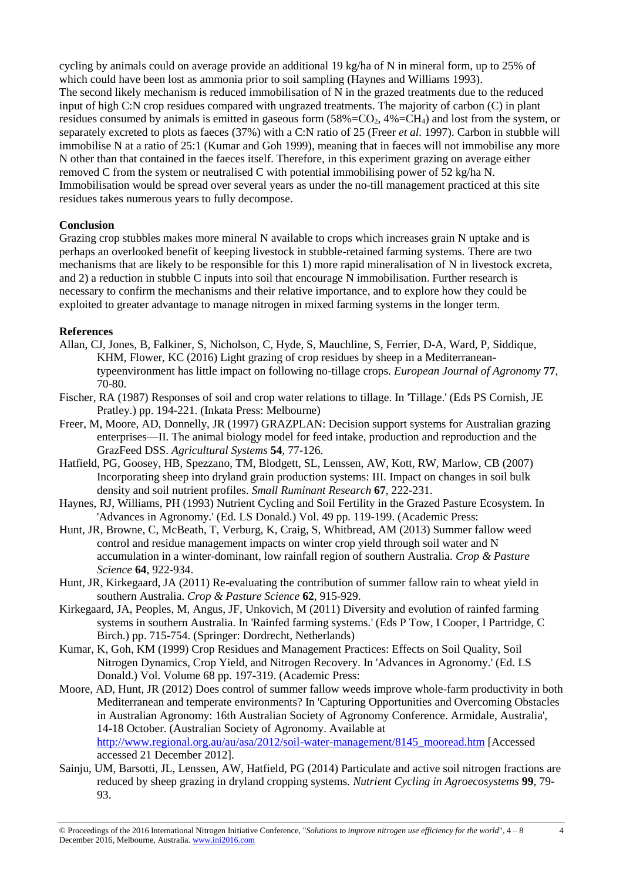cycling by animals could on average provide an additional 19 kg/ha of N in mineral form, up to 25% of which could have been lost as ammonia prior to soil sampling (Haynes and Williams 1993).
The second likely mechanism is reduced immobilisation of N in the grazed treatments due to the reduced input of high C:N crop residues compared with ungrazed treatments. The majority of carbon (C) in plant residues consumed by animals is emitted in gaseous form (58%=$CO_2$, 4%=$CH_4$) and lost from the system, or separately excreted to plots as faeces (37%) with a C:N ratio of 25 (Freer *et al*. 1997). Carbon in stubble will immobilise N at a ratio of 25:1 (Kumar and Goh 1999), meaning that in faeces will not immobilise any more N other than that contained in the faeces itself. Therefore, in this experiment grazing on average either removed C from the system or neutralised C with potential immobilising power of 52 kg/ha N. Immobilisation would be spread over several years as under the no-till management practiced at this site residues takes numerous years to fully decompose.

**Conclusion**

Grazing crop stubbles makes more mineral N available to crops which increases grain N uptake and is perhaps an overlooked benefit of keeping livestock in stubble-retained farming systems. There are two mechanisms that are likely to be responsible for this 1) more rapid mineralisation of N in livestock excreta, and 2) a reduction in stubble C inputs into soil that encourage N immobilisation. Further research is necessary to confirm the mechanisms and their relative importance, and to explore how they could be exploited to greater advantage to manage nitrogen in mixed farming systems in the longer term.

**References**

Allan, CJ, Jones, B, Falkiner, S, Nicholson, C, Hyde, S, Mauchline, S, Ferrier, D-A, Ward, P, Siddique, KHM, Flower, KC (2016) Light grazing of crop residues by sheep in a Mediterranean-typeenvironment has little impact on following no-tillage crops. *European Journal of Agronomy* **77**, 70-80.

Fischer, RA (1987) Responses of soil and crop water relations to tillage. In 'Tillage.' (Eds PS Cornish, JE Pratley.) pp. 194-221. (Inkata Press: Melbourne)

Freer, M, Moore, AD, Donnelly, JR (1997) GRAZPLAN: Decision support systems for Australian grazing enterprises—II. The animal biology model for feed intake, production and reproduction and the GrazFeed DSS. *Agricultural Systems* **54**, 77-126.

Hatfield, PG, Goosey, HB, Spezzano, TM, Blodgett, SL, Lenssen, AW, Kott, RW, Marlow, CB (2007) Incorporating sheep into dryland grain production systems: III. Impact on changes in soil bulk density and soil nutrient profiles. *Small Ruminant Research* **67**, 222-231.

Haynes, RJ, Williams, PH (1993) Nutrient Cycling and Soil Fertility in the Grazed Pasture Ecosystem. In 'Advances in Agronomy.' (Ed. LS Donald.) Vol. 49 pp. 119-199. (Academic Press:

Hunt, JR, Browne, C, McBeath, T, Verburg, K, Craig, S, Whitbread, AM (2013) Summer fallow weed control and residue management impacts on winter crop yield through soil water and N accumulation in a winter-dominant, low rainfall region of southern Australia. *Crop & Pasture Science* **64**, 922-934.

Hunt, JR, Kirkegaard, JA (2011) Re-evaluating the contribution of summer fallow rain to wheat yield in southern Australia. *Crop & Pasture Science* **62**, 915-929.

Kirkegaard, JA, Peoples, M, Angus, JF, Unkovich, M (2011) Diversity and evolution of rainfed farming systems in southern Australia. In 'Rainfed farming systems.' (Eds P Tow, I Cooper, I Partridge, C Birch.) pp. 715-754. (Springer: Dordrecht, Netherlands)

Kumar, K, Goh, KM (1999) Crop Residues and Management Practices: Effects on Soil Quality, Soil Nitrogen Dynamics, Crop Yield, and Nitrogen Recovery. In 'Advances in Agronomy.' (Ed. LS Donald.) Vol. Volume 68 pp. 197-319. (Academic Press:

Moore, AD, Hunt, JR (2012) Does control of summer fallow weeds improve whole-farm productivity in both Mediterranean and temperate environments? In 'Capturing Opportunities and Overcoming Obstacles in Australian Agronomy: 16th Australian Society of Agronomy Conference. Armidale, Australia', 14-18 October. (Australian Society of Agronomy. Available at http://www.regional.org.au/au/asa/2012/soil-water-management/8145_mooread.htm [Accessed accessed 21 December 2012].

Sainju, UM, Barsotti, JL, Lenssen, AW, Hatfield, PG (2014) Particulate and active soil nitrogen fractions are reduced by sheep grazing in dryland cropping systems. *Nutrient Cycling in Agroecosystems* **99**, 79-93.